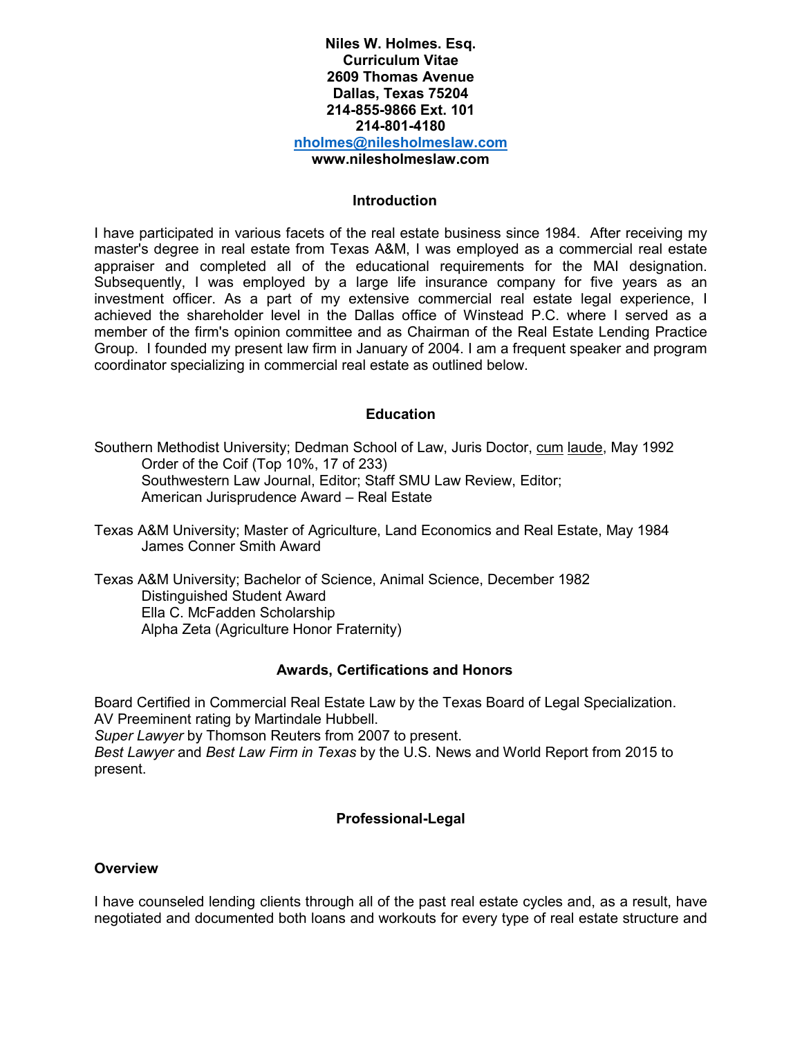**Niles W. Holmes. Esq.**
**Curriculum Vitae**
**2609 Thomas Avenue**
**Dallas, Texas 75204**
**214-855-9866 Ext. 101**
**214-801-4180**
**nholmes@nilesholmeslaw.com**
**www.nilesholmeslaw.com**

## Introduction

I have participated in various facets of the real estate business since 1984. After receiving my master's degree in real estate from Texas A&M, I was employed as a commercial real estate appraiser and completed all of the educational requirements for the MAI designation. Subsequently, I was employed by a large life insurance company for five years as an investment officer. As a part of my extensive commercial real estate legal experience, I achieved the shareholder level in the Dallas office of Winstead P.C. where I served as a member of the firm's opinion committee and as Chairman of the Real Estate Lending Practice Group. I founded my present law firm in January of 2004. I am a frequent speaker and program coordinator specializing in commercial real estate as outlined below.

## Education

Southern Methodist University; Dedman School of Law, Juris Doctor, cum laude, May 1992
- Order of the Coif (Top 10%, 17 of 233)
- Southwestern Law Journal, Editor; Staff SMU Law Review, Editor;
- American Jurisprudence Award – Real Estate

Texas A&M University; Master of Agriculture, Land Economics and Real Estate, May 1984
- James Conner Smith Award

Texas A&M University; Bachelor of Science, Animal Science, December 1982
- Distinguished Student Award
- Ella C. McFadden Scholarship
- Alpha Zeta (Agriculture Honor Fraternity)

## Awards, Certifications and Honors

Board Certified in Commercial Real Estate Law by the Texas Board of Legal Specialization.
AV Preeminent rating by Martindale Hubbell.
*Super Lawyer* by Thomson Reuters from 2007 to present.
*Best Lawyer* and *Best Law Firm in Texas* by the U.S. News and World Report from 2015 to present.

## Professional-Legal

### Overview

I have counseled lending clients through all of the past real estate cycles and, as a result, have negotiated and documented both loans and workouts for every type of real estate structure and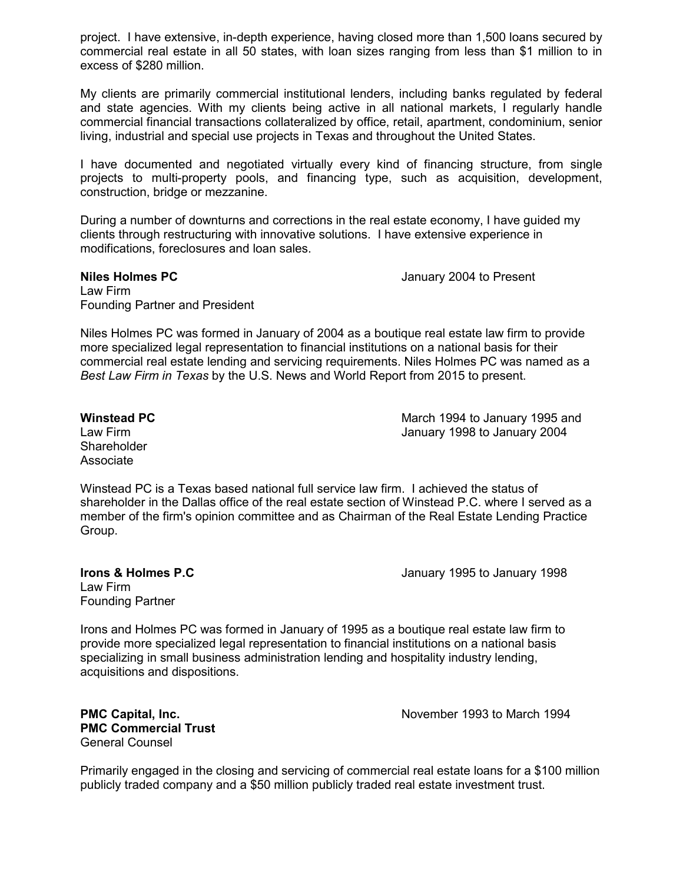project. I have extensive, in-depth experience, having closed more than 1,500 loans secured by commercial real estate in all 50 states, with loan sizes ranging from less than $1 million to in excess of $280 million.

My clients are primarily commercial institutional lenders, including banks regulated by federal and state agencies. With my clients being active in all national markets, I regularly handle commercial financial transactions collateralized by office, retail, apartment, condominium, senior living, industrial and special use projects in Texas and throughout the United States.

I have documented and negotiated virtually every kind of financing structure, from single projects to multi-property pools, and financing type, such as acquisition, development, construction, bridge or mezzanine.

During a number of downturns and corrections in the real estate economy, I have guided my clients through restructuring with innovative solutions. I have extensive experience in modifications, foreclosures and loan sales.

**Niles Holmes PC** — January 2004 to Present
Law Firm
Founding Partner and President

Niles Holmes PC was formed in January of 2004 as a boutique real estate law firm to provide more specialized legal representation to financial institutions on a national basis for their commercial real estate lending and servicing requirements. Niles Holmes PC was named as a *Best Law Firm in Texas* by the U.S. News and World Report from 2015 to present.

**Winstead PC** — March 1994 to January 1995 and January 1998 to January 2004
Law Firm
Shareholder
Associate

Winstead PC is a Texas based national full service law firm. I achieved the status of shareholder in the Dallas office of the real estate section of Winstead P.C. where I served as a member of the firm's opinion committee and as Chairman of the Real Estate Lending Practice Group.

**Irons & Holmes P.C** — January 1995 to January 1998
Law Firm
Founding Partner

Irons and Holmes PC was formed in January of 1995 as a boutique real estate law firm to provide more specialized legal representation to financial institutions on a national basis specializing in small business administration lending and hospitality industry lending, acquisitions and dispositions.

**PMC Capital, Inc.**
**PMC Commercial Trust** — November 1993 to March 1994
General Counsel

Primarily engaged in the closing and servicing of commercial real estate loans for a $100 million publicly traded company and a $50 million publicly traded real estate investment trust.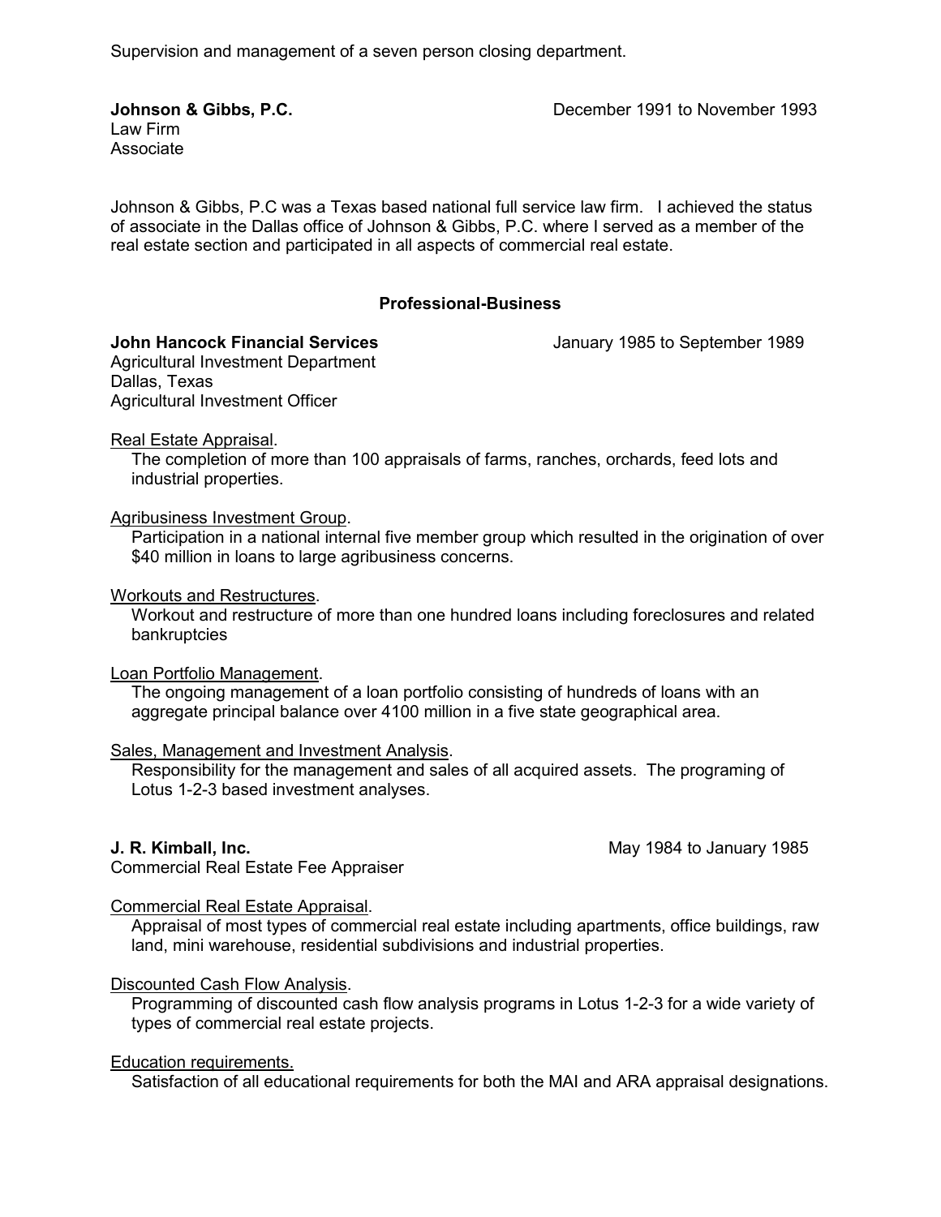Supervision and management of a seven person closing department.

**Johnson & Gibbs, P.C.** December 1991 to November 1993
Law Firm
Associate

Johnson & Gibbs, P.C was a Texas based national full service law firm. I achieved the status of associate in the Dallas office of Johnson & Gibbs, P.C. where I served as a member of the real estate section and participated in all aspects of commercial real estate.

## Professional-Business

**John Hancock Financial Services** January 1985 to September 1989
Agricultural Investment Department
Dallas, Texas
Agricultural Investment Officer

<u>Real Estate Appraisal</u>.
The completion of more than 100 appraisals of farms, ranches, orchards, feed lots and industrial properties.

<u>Agribusiness Investment Group</u>.
Participation in a national internal five member group which resulted in the origination of over $40 million in loans to large agribusiness concerns.

<u>Workouts and Restructures</u>.
Workout and restructure of more than one hundred loans including foreclosures and related bankruptcies

<u>Loan Portfolio Management</u>.
The ongoing management of a loan portfolio consisting of hundreds of loans with an aggregate principal balance over 4100 million in a five state geographical area.

<u>Sales, Management and Investment Analysis</u>.
Responsibility for the management and sales of all acquired assets. The programing of Lotus 1-2-3 based investment analyses.

**J. R. Kimball, Inc.** May 1984 to January 1985
Commercial Real Estate Fee Appraiser

<u>Commercial Real Estate Appraisal</u>.
Appraisal of most types of commercial real estate including apartments, office buildings, raw land, mini warehouse, residential subdivisions and industrial properties.

<u>Discounted Cash Flow Analysis</u>.
Programming of discounted cash flow analysis programs in Lotus 1-2-3 for a wide variety of types of commercial real estate projects.

<u>Education requirements.</u>
Satisfaction of all educational requirements for both the MAI and ARA appraisal designations.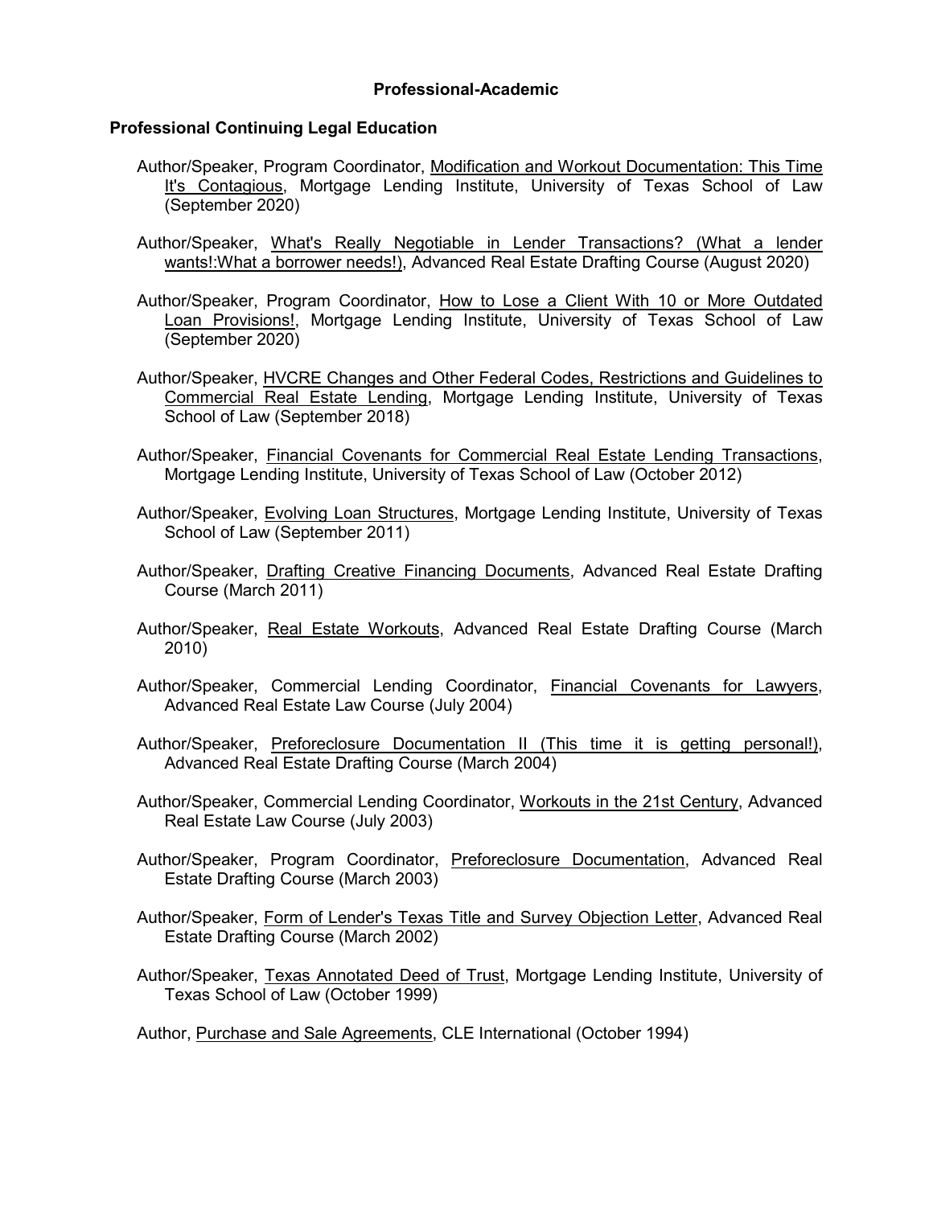# Professional-Academic

## Professional Continuing Legal Education

Author/Speaker, Program Coordinator, <u>Modification and Workout Documentation: This Time It's Contagious</u>, Mortgage Lending Institute, University of Texas School of Law (September 2020)

Author/Speaker, <u>What's Really Negotiable in Lender Transactions? (What a lender wants!:What a borrower needs!)</u>, Advanced Real Estate Drafting Course (August 2020)

Author/Speaker, Program Coordinator, <u>How to Lose a Client With 10 or More Outdated Loan Provisions!</u>, Mortgage Lending Institute, University of Texas School of Law (September 2020)

Author/Speaker, <u>HVCRE Changes and Other Federal Codes, Restrictions and Guidelines to Commercial Real Estate Lending</u>, Mortgage Lending Institute, University of Texas School of Law (September 2018)

Author/Speaker, <u>Financial Covenants for Commercial Real Estate Lending Transactions</u>, Mortgage Lending Institute, University of Texas School of Law (October 2012)

Author/Speaker, <u>Evolving Loan Structures</u>, Mortgage Lending Institute, University of Texas School of Law (September 2011)

Author/Speaker, <u>Drafting Creative Financing Documents</u>, Advanced Real Estate Drafting Course (March 2011)

Author/Speaker, <u>Real Estate Workouts</u>, Advanced Real Estate Drafting Course (March 2010)

Author/Speaker, Commercial Lending Coordinator, <u>Financial Covenants for Lawyers</u>, Advanced Real Estate Law Course (July 2004)

Author/Speaker, <u>Preforeclosure Documentation II (This time it is getting personal!)</u>, Advanced Real Estate Drafting Course (March 2004)

Author/Speaker, Commercial Lending Coordinator, <u>Workouts in the 21st Century</u>, Advanced Real Estate Law Course (July 2003)

Author/Speaker, Program Coordinator, <u>Preforeclosure Documentation</u>, Advanced Real Estate Drafting Course (March 2003)

Author/Speaker, <u>Form of Lender's Texas Title and Survey Objection Letter</u>, Advanced Real Estate Drafting Course (March 2002)

Author/Speaker, <u>Texas Annotated Deed of Trust</u>, Mortgage Lending Institute, University of Texas School of Law (October 1999)

Author, <u>Purchase and Sale Agreements</u>, CLE International (October 1994)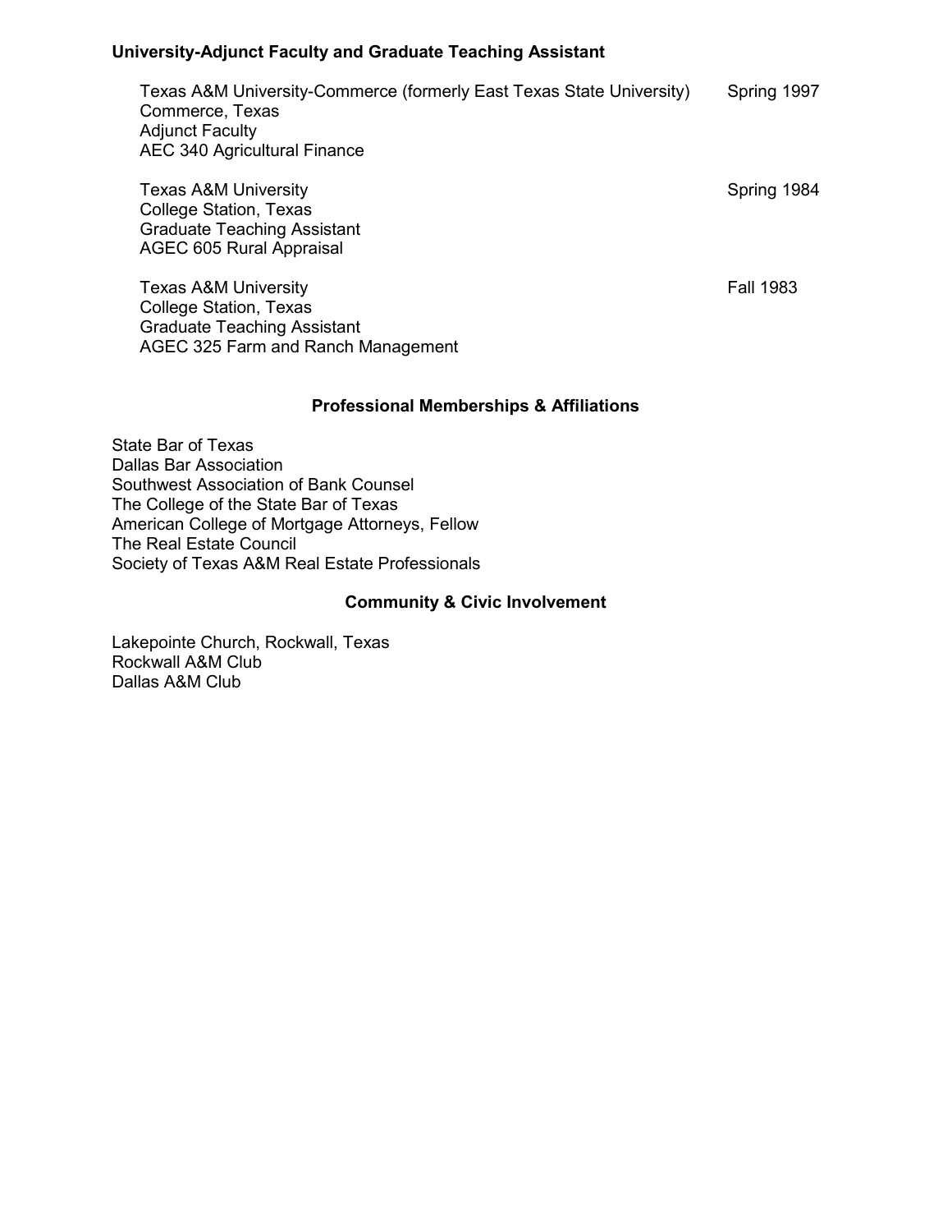**University-Adjunct Faculty and Graduate Teaching Assistant**

Texas A&M University-Commerce (formerly East Texas State University) — Spring 1997
Commerce, Texas
Adjunct Faculty
AEC 340 Agricultural Finance

Texas A&M University — Spring 1984
College Station, Texas
Graduate Teaching Assistant
AGEC 605 Rural Appraisal

Texas A&M University — Fall 1983
College Station, Texas
Graduate Teaching Assistant
AGEC 325 Farm and Ranch Management

## Professional Memberships & Affiliations

State Bar of Texas
Dallas Bar Association
Southwest Association of Bank Counsel
The College of the State Bar of Texas
American College of Mortgage Attorneys, Fellow
The Real Estate Council
Society of Texas A&M Real Estate Professionals

## Community & Civic Involvement

Lakepointe Church, Rockwall, Texas
Rockwall A&M Club
Dallas A&M Club